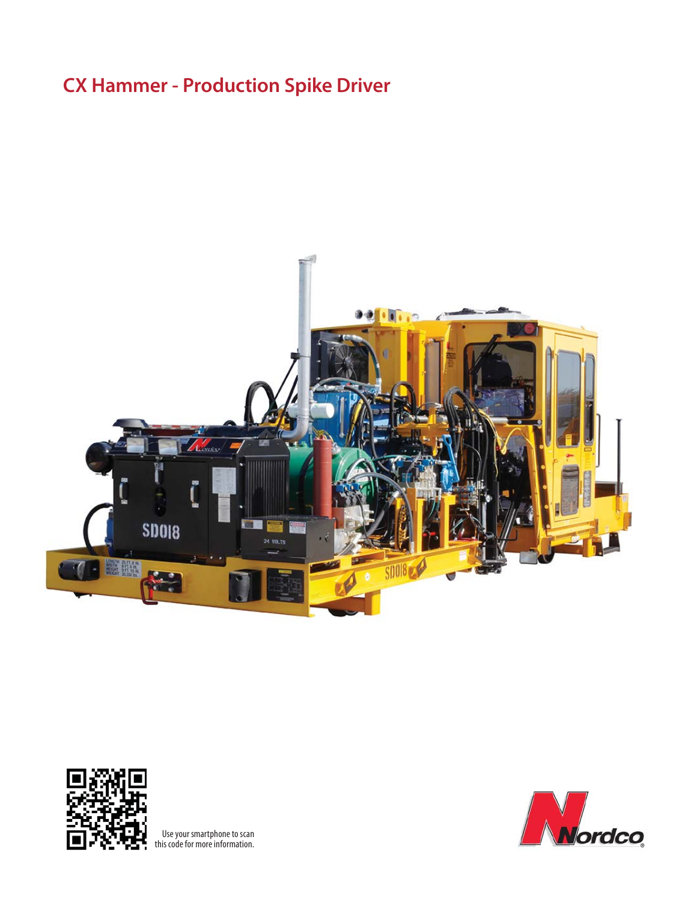# CX Hammer - Production Spike Driver

Use your smartphone to scan this code for more information.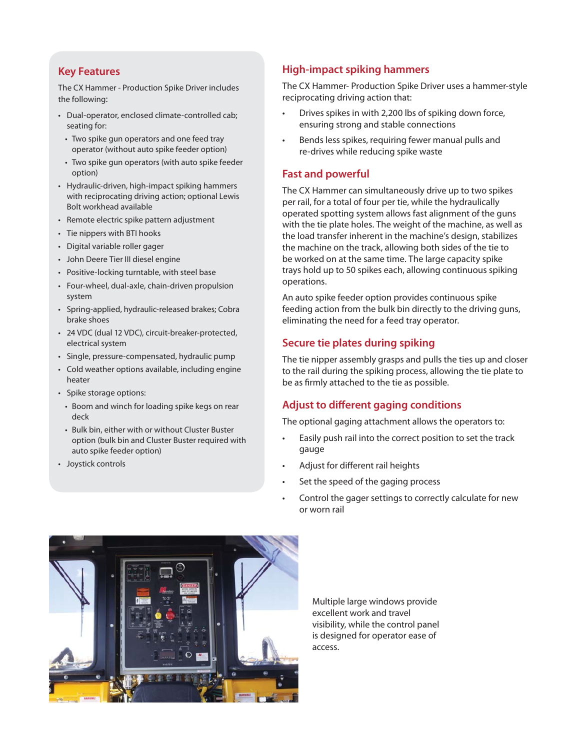## Key Features

The CX Hammer - Production Spike Driver includes the following:

- Dual-operator, enclosed climate-controlled cab; seating for:
  - Two spike gun operators and one feed tray operator (without auto spike feeder option)
  - Two spike gun operators (with auto spike feeder option)
- Hydraulic-driven, high-impact spiking hammers with reciprocating driving action; optional Lewis Bolt workhead available
- Remote electric spike pattern adjustment
- Tie nippers with BTI hooks
- Digital variable roller gager
- John Deere Tier III diesel engine
- Positive-locking turntable, with steel base
- Four-wheel, dual-axle, chain-driven propulsion system
- Spring-applied, hydraulic-released brakes; Cobra brake shoes
- 24 VDC (dual 12 VDC), circuit-breaker-protected, electrical system
- Single, pressure-compensated, hydraulic pump
- Cold weather options available, including engine heater
- Spike storage options:
  - Boom and winch for loading spike kegs on rear deck
  - Bulk bin, either with or without Cluster Buster option (bulk bin and Cluster Buster required with auto spike feeder option)
- Joystick controls

## High-impact spiking hammers

The CX Hammer- Production Spike Driver uses a hammer-style reciprocating driving action that:

- Drives spikes in with 2,200 lbs of spiking down force, ensuring strong and stable connections
- Bends less spikes, requiring fewer manual pulls and re-drives while reducing spike waste

## Fast and powerful

The CX Hammer can simultaneously drive up to two spikes per rail, for a total of four per tie, while the hydraulically operated spotting system allows fast alignment of the guns with the tie plate holes. The weight of the machine, as well as the load transfer inherent in the machine's design, stabilizes the machine on the track, allowing both sides of the tie to be worked on at the same time. The large capacity spike trays hold up to 50 spikes each, allowing continuous spiking operations.

An auto spike feeder option provides continuous spike feeding action from the bulk bin directly to the driving guns, eliminating the need for a feed tray operator.

## Secure tie plates during spiking

The tie nipper assembly grasps and pulls the ties up and closer to the rail during the spiking process, allowing the tie plate to be as firmly attached to the tie as possible.

## Adjust to different gaging conditions

The optional gaging attachment allows the operators to:

- Easily push rail into the correct position to set the track gauge
- Adjust for different rail heights
- Set the speed of the gaging process
- Control the gager settings to correctly calculate for new or worn rail

Multiple large windows provide excellent work and travel visibility, while the control panel is designed for operator ease of access.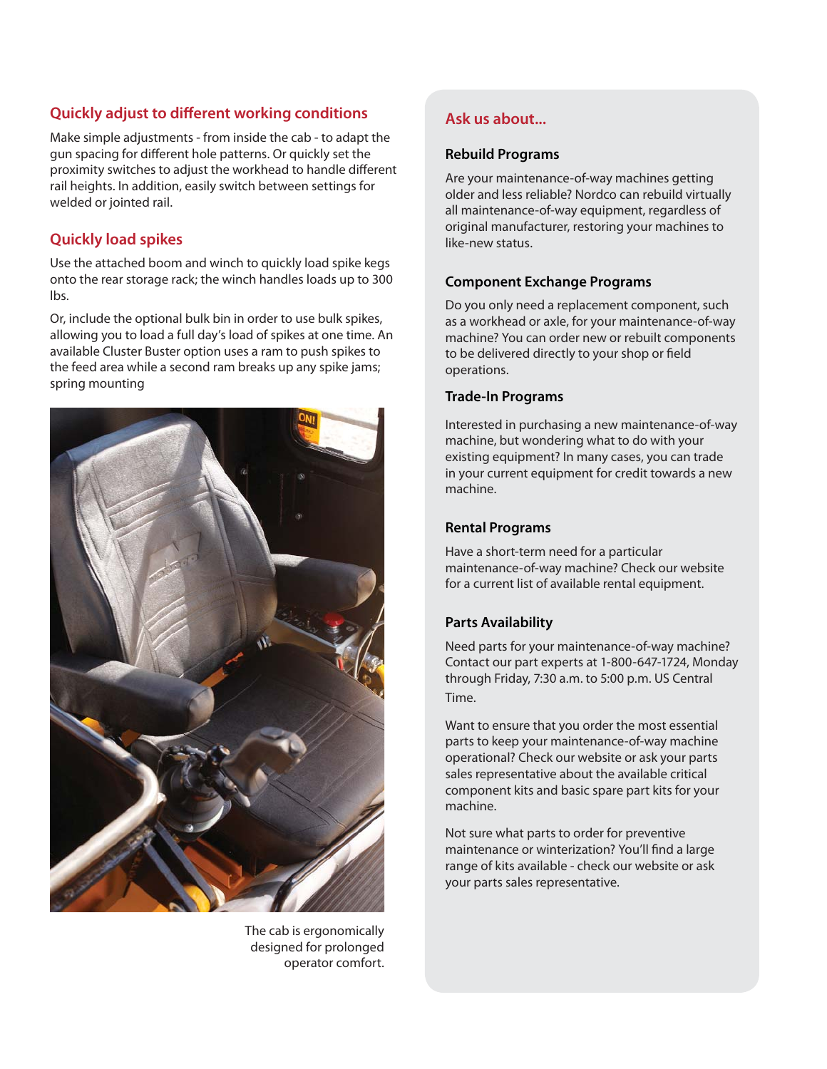## Quickly adjust to different working conditions

Make simple adjustments - from inside the cab - to adapt the gun spacing for different hole patterns. Or quickly set the proximity switches to adjust the workhead to handle different rail heights. In addition, easily switch between settings for welded or jointed rail.

## Quickly load spikes

Use the attached boom and winch to quickly load spike kegs onto the rear storage rack; the winch handles loads up to 300 lbs.

Or, include the optional bulk bin in order to use bulk spikes, allowing you to load a full day's load of spikes at one time. An available Cluster Buster option uses a ram to push spikes to the feed area while a second ram breaks up any spike jams; spring mounting

The cab is ergonomically designed for prolonged operator comfort.

## Ask us about...

### Rebuild Programs

Are your maintenance-of-way machines getting older and less reliable? Nordco can rebuild virtually all maintenance-of-way equipment, regardless of original manufacturer, restoring your machines to like-new status.

### Component Exchange Programs

Do you only need a replacement component, such as a workhead or axle, for your maintenance-of-way machine? You can order new or rebuilt components to be delivered directly to your shop or field operations.

### Trade-In Programs

Interested in purchasing a new maintenance-of-way machine, but wondering what to do with your existing equipment? In many cases, you can trade in your current equipment for credit towards a new machine.

### Rental Programs

Have a short-term need for a particular maintenance-of-way machine? Check our website for a current list of available rental equipment.

### Parts Availability

Need parts for your maintenance-of-way machine? Contact our part experts at 1-800-647-1724, Monday through Friday, 7:30 a.m. to 5:00 p.m. US Central Time.

Want to ensure that you order the most essential parts to keep your maintenance-of-way machine operational? Check our website or ask your parts sales representative about the available critical component kits and basic spare part kits for your machine.

Not sure what parts to order for preventive maintenance or winterization? You'll find a large range of kits available - check our website or ask your parts sales representative.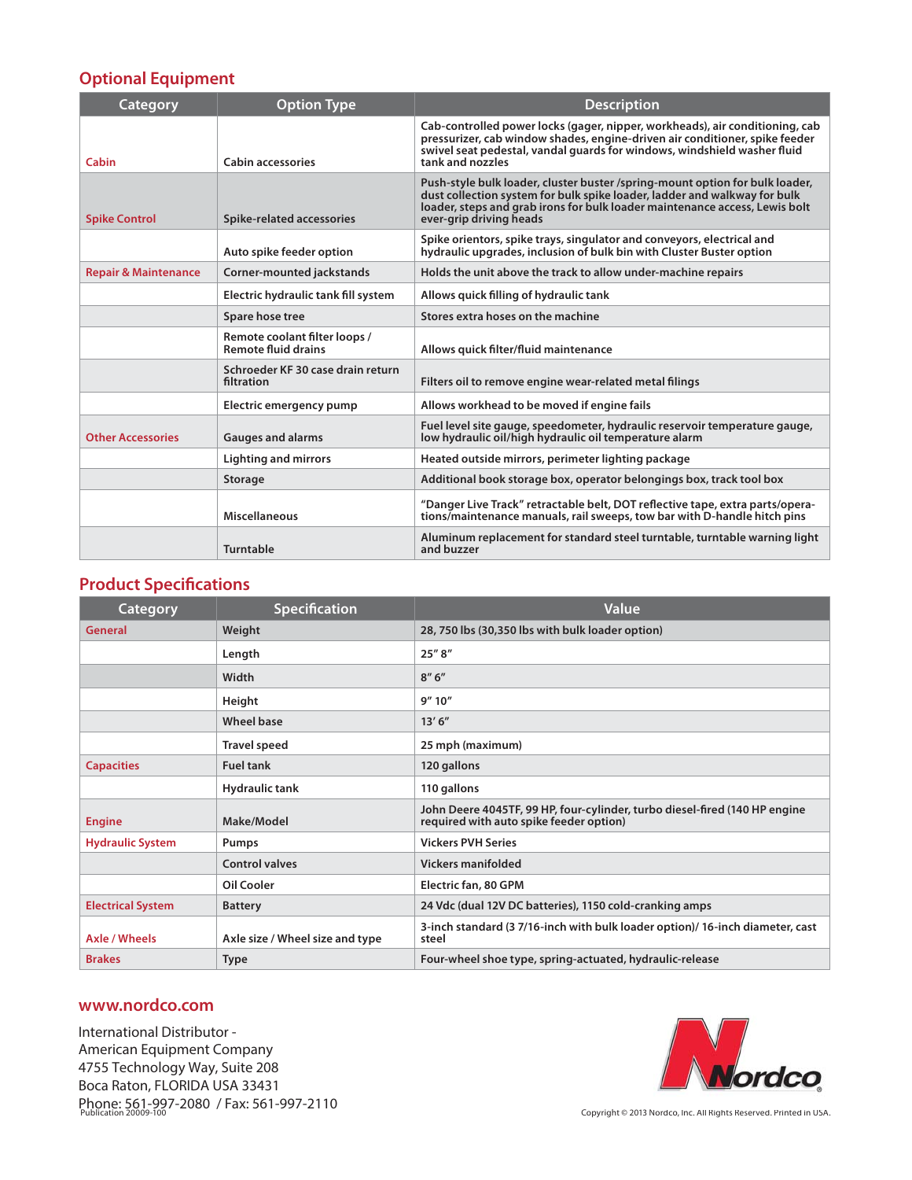## Optional Equipment

| Category | Option Type | Description |
|---|---|---|
| Cabin | Cabin accessories | Cab-controlled power locks (gager, nipper, workheads), air conditioning, cab pressurizer, cab window shades, engine-driven air conditioner, spike feeder swivel seat pedestal, vandal guards for windows, windshield washer fluid tank and nozzles |
| Spike Control | Spike-related accessories | Push-style bulk loader, cluster buster /spring-mount option for bulk loader, dust collection system for bulk spike loader, ladder and walkway for bulk loader, steps and grab irons for bulk loader maintenance access, Lewis bolt ever-grip driving heads |
| | Auto spike feeder option | Spike orientors, spike trays, singulator and conveyors, electrical and hydraulic upgrades, inclusion of bulk bin with Cluster Buster option |
| Repair & Maintenance | Corner-mounted jackstands | Holds the unit above the track to allow under-machine repairs |
| | Electric hydraulic tank fill system | Allows quick filling of hydraulic tank |
| | Spare hose tree | Stores extra hoses on the machine |
| | Remote coolant filter loops / Remote fluid drains | Allows quick filter/fluid maintenance |
| | Schroeder KF 30 case drain return filtration | Filters oil to remove engine wear-related metal filings |
| | Electric emergency pump | Allows workhead to be moved if engine fails |
| Other Accessories | Gauges and alarms | Fuel level site gauge, speedometer, hydraulic reservoir temperature gauge, low hydraulic oil/high hydraulic oil temperature alarm |
| | Lighting and mirrors | Heated outside mirrors, perimeter lighting package |
| | Storage | Additional book storage box, operator belongings box, track tool box |
| | Miscellaneous | "Danger Live Track" retractable belt, DOT reflective tape, extra parts/operations/maintenance manuals, rail sweeps, tow bar with D-handle hitch pins |
| | Turntable | Aluminum replacement for standard steel turntable, turntable warning light and buzzer |

## Product Specifications

| Category | Specification | Value |
|---|---|---|
| General | Weight | 28, 750 lbs (30,350 lbs with bulk loader option) |
| | Length | 25" 8" |
| | Width | 8" 6" |
| | Height | 9" 10" |
| | Wheel base | 13' 6" |
| | Travel speed | 25 mph (maximum) |
| Capacities | Fuel tank | 120 gallons |
| | Hydraulic tank | 110 gallons |
| Engine | Make/Model | John Deere 4045TF, 99 HP, four-cylinder, turbo diesel-fired (140 HP engine required with auto spike feeder option) |
| Hydraulic System | Pumps | Vickers PVH Series |
| | Control valves | Vickers manifolded |
| | Oil Cooler | Electric fan, 80 GPM |
| Electrical System | Battery | 24 Vdc (dual 12V DC batteries), 1150 cold-cranking amps |
| Axle / Wheels | Axle size / Wheel size and type | 3-inch standard (3 7/16-inch with bulk loader option)/ 16-inch diameter, cast steel |
| Brakes | Type | Four-wheel shoe type, spring-actuated, hydraulic-release |

**www.nordco.com**

International Distributor -
American Equipment Company
4755 Technology Way, Suite 208
Boca Raton, FLORIDA USA 33431
Phone: 561-997-2080 / Fax: 561-997-2110

Nordco

Publication 20009-100

Copyright © 2013 Nordco, Inc. All Rights Reserved. Printed in USA.